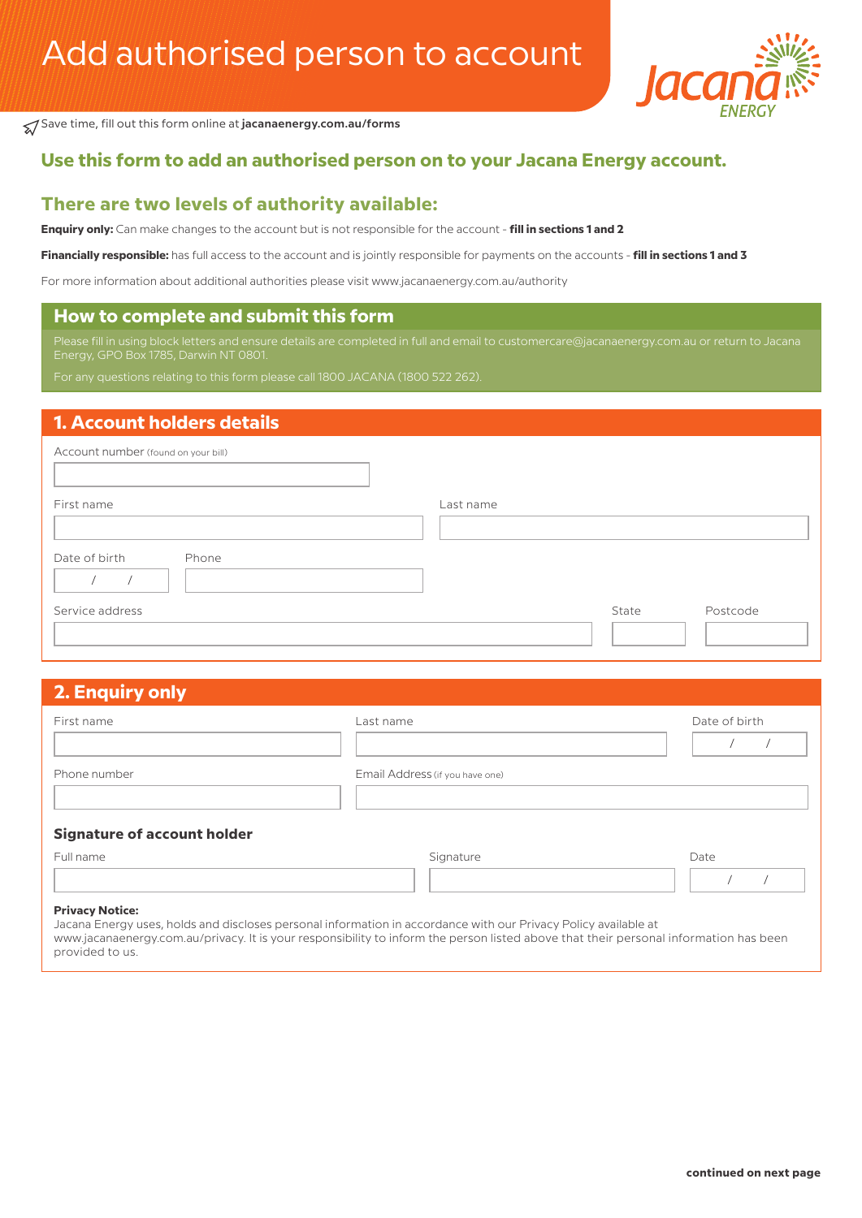# Add authorised person to account

Save time, fill out this form online at **jacanaenergy.com.au/forms**

## Use this form to add an authorised person on to your Jacana Energy account.

## There are two levels of authority available:

**Enquiry only:** Can make changes to the account but is not responsible for the account - **fill in sections 1 and 2**

**Financially responsible:** has full access to the account and is jointly responsible for payments on the accounts - **fill in sections 1 and 3**

For more information about additional authorities please visit www.jacanaenergy.com.au/authority

## How to complete and submit this form

Please fill in using block letters and ensure details are completed in full and email to customercare@jacanaenergy.com.au or return to Jacana Energy, GPO Box 1785, Darwin NT 0801.

For any questions relating to this form please call 1800 JACANA (1800 522 262).

## 1. Account holders details

Account number (found on your bill)

First name

Last name

Date of birth / /

Phone

Service address

State

Postcode

## 2. Enquiry only

First name

Last name

Date of birth / /

Phone number

Email Address (if you have one)

### Signature of account holder

Full name

Signature

Date / /

**Privacy Notice:**
Jacana Energy uses, holds and discloses personal information in accordance with our Privacy Policy available at www.jacanaenergy.com.au/privacy. It is your responsibility to inform the person listed above that their personal information has been provided to us.

**continued on next page**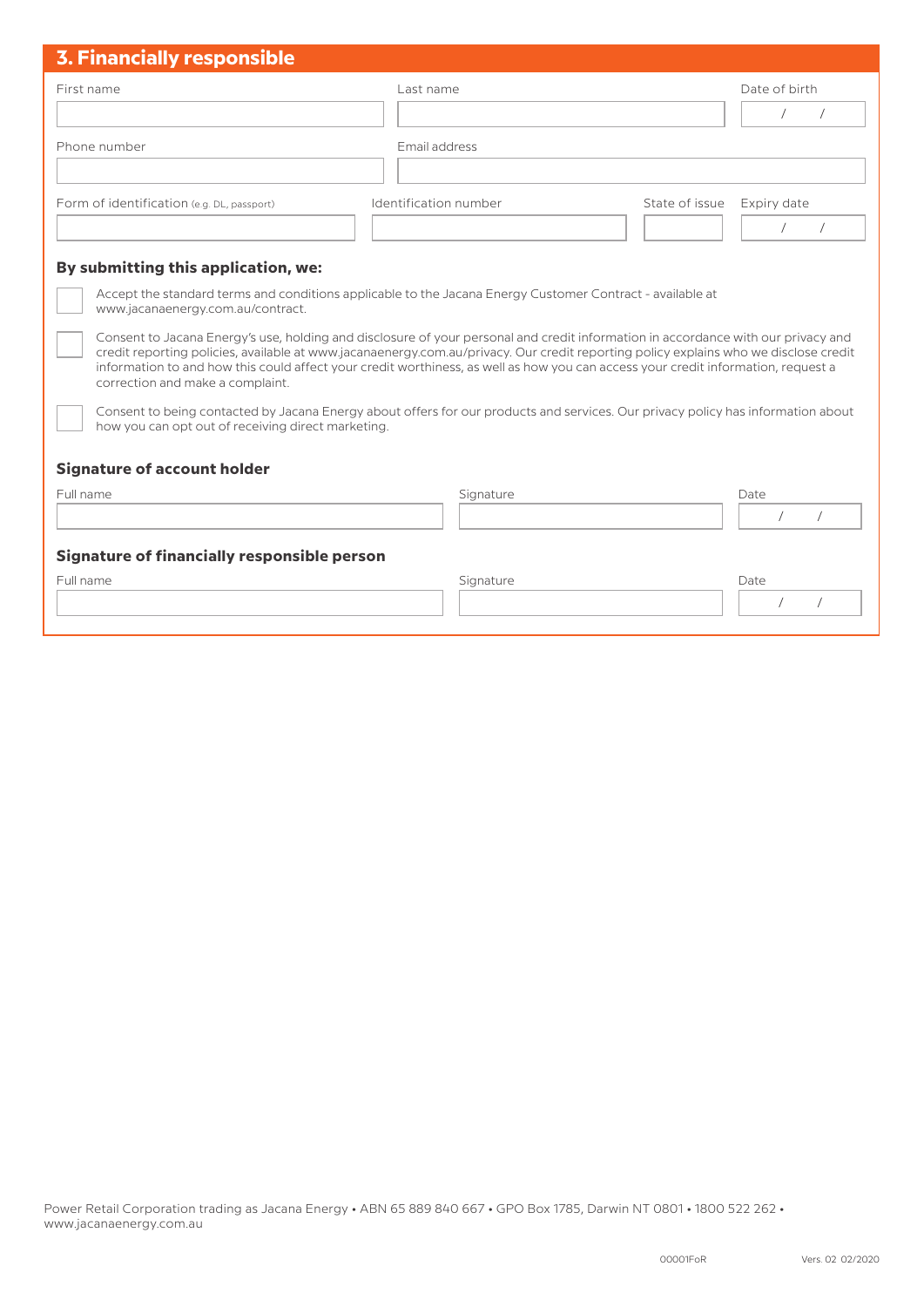## 3. Financially responsible

| First name | Last name | | Date of birth |
|---|---|---|---|
| | | | / / |

| Phone number | Email address |
|---|---|
| | |

| Form of identification (e.g. DL, passport) | Identification number | State of issue | Expiry date |
|---|---|---|---|
| | | | / / |

### By submitting this application, we:

- [ ] Accept the standard terms and conditions applicable to the Jacana Energy Customer Contract - available at www.jacanaenergy.com.au/contract.
- [ ] Consent to Jacana Energy's use, holding and disclosure of your personal and credit information in accordance with our privacy and credit reporting policies, available at www.jacanaenergy.com.au/privacy. Our credit reporting policy explains who we disclose credit information to and how this could affect your credit worthiness, as well as how you can access your credit information, request a correction and make a complaint.
- [ ] Consent to being contacted by Jacana Energy about offers for our products and services. Our privacy policy has information about how you can opt out of receiving direct marketing.

### Signature of account holder

| Full name | Signature | Date |
|---|---|---|
| | | / / |

### Signature of financially responsible person

| Full name | Signature | Date |
|---|---|---|
| | | / / |

Power Retail Corporation trading as Jacana Energy • ABN 65 889 840 667 • GPO Box 1785, Darwin NT 0801 • 1800 522 262 • www.jacanaenergy.com.au

00001FoR Vers. 02 02/2020